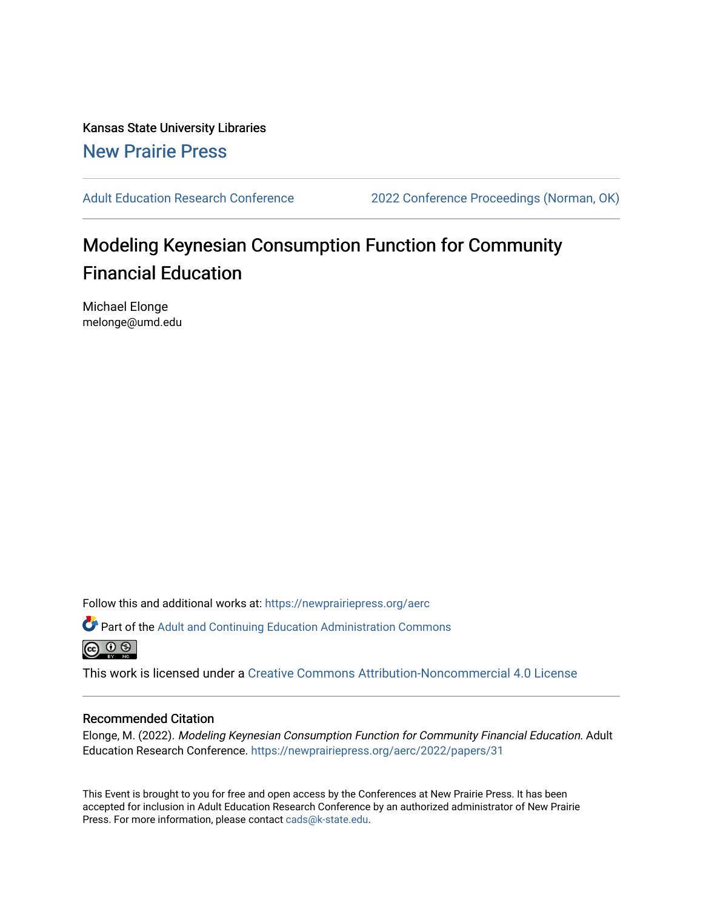Kansas State University Libraries

New Prairie Press

Adult Education Research Conference | 2022 Conference Proceedings (Norman, OK)

# Modeling Keynesian Consumption Function for Community Financial Education

Michael Elonge
melonge@umd.edu

Follow this and additional works at: https://newprairiepress.org/aerc

Part of the Adult and Continuing Education Administration Commons

This work is licensed under a Creative Commons Attribution-Noncommercial 4.0 License

## Recommended Citation

Elonge, M. (2022). *Modeling Keynesian Consumption Function for Community Financial Education*. Adult Education Research Conference. https://newprairiepress.org/aerc/2022/papers/31

This Event is brought to you for free and open access by the Conferences at New Prairie Press. It has been accepted for inclusion in Adult Education Research Conference by an authorized administrator of New Prairie Press. For more information, please contact cads@k-state.edu.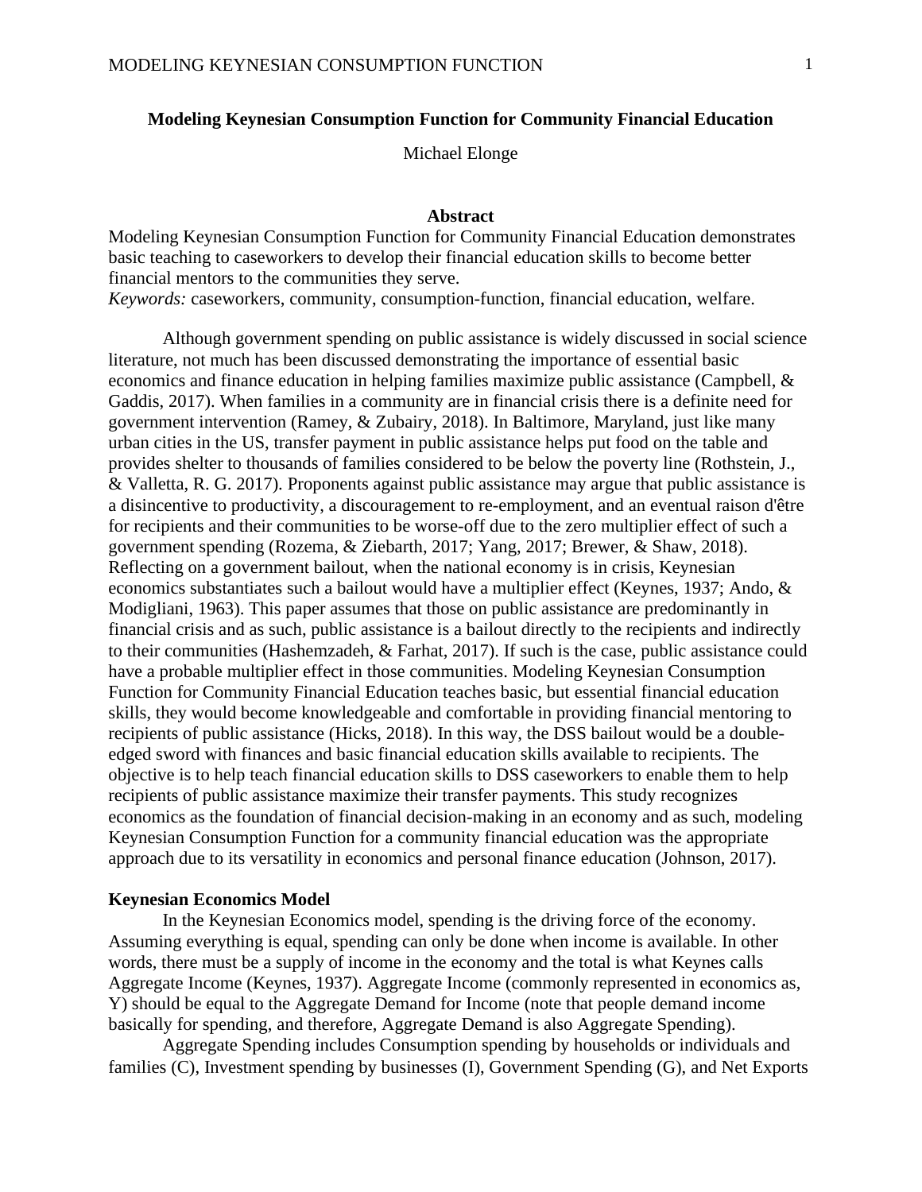**Modeling Keynesian Consumption Function for Community Financial Education**

Michael Elonge

**Abstract**

Modeling Keynesian Consumption Function for Community Financial Education demonstrates basic teaching to caseworkers to develop their financial education skills to become better financial mentors to the communities they serve.

*Keywords:* caseworkers, community, consumption-function, financial education, welfare.

Although government spending on public assistance is widely discussed in social science literature, not much has been discussed demonstrating the importance of essential basic economics and finance education in helping families maximize public assistance (Campbell, & Gaddis, 2017). When families in a community are in financial crisis there is a definite need for government intervention (Ramey, & Zubairy, 2018). In Baltimore, Maryland, just like many urban cities in the US, transfer payment in public assistance helps put food on the table and provides shelter to thousands of families considered to be below the poverty line (Rothstein, J., & Valletta, R. G. 2017). Proponents against public assistance may argue that public assistance is a disincentive to productivity, a discouragement to re-employment, and an eventual raison d'être for recipients and their communities to be worse-off due to the zero multiplier effect of such a government spending (Rozema, & Ziebarth, 2017; Yang, 2017; Brewer, & Shaw, 2018). Reflecting on a government bailout, when the national economy is in crisis, Keynesian economics substantiates such a bailout would have a multiplier effect (Keynes, 1937; Ando, & Modigliani, 1963). This paper assumes that those on public assistance are predominantly in financial crisis and as such, public assistance is a bailout directly to the recipients and indirectly to their communities (Hashemzadeh, & Farhat, 2017). If such is the case, public assistance could have a probable multiplier effect in those communities. Modeling Keynesian Consumption Function for Community Financial Education teaches basic, but essential financial education skills, they would become knowledgeable and comfortable in providing financial mentoring to recipients of public assistance (Hicks, 2018). In this way, the DSS bailout would be a double-edged sword with finances and basic financial education skills available to recipients. The objective is to help teach financial education skills to DSS caseworkers to enable them to help recipients of public assistance maximize their transfer payments. This study recognizes economics as the foundation of financial decision-making in an economy and as such, modeling Keynesian Consumption Function for a community financial education was the appropriate approach due to its versatility in economics and personal finance education (Johnson, 2017).

### Keynesian Economics Model

In the Keynesian Economics model, spending is the driving force of the economy. Assuming everything is equal, spending can only be done when income is available. In other words, there must be a supply of income in the economy and the total is what Keynes calls Aggregate Income (Keynes, 1937). Aggregate Income (commonly represented in economics as, Y) should be equal to the Aggregate Demand for Income (note that people demand income basically for spending, and therefore, Aggregate Demand is also Aggregate Spending).

Aggregate Spending includes Consumption spending by households or individuals and families (C), Investment spending by businesses (I), Government Spending (G), and Net Exports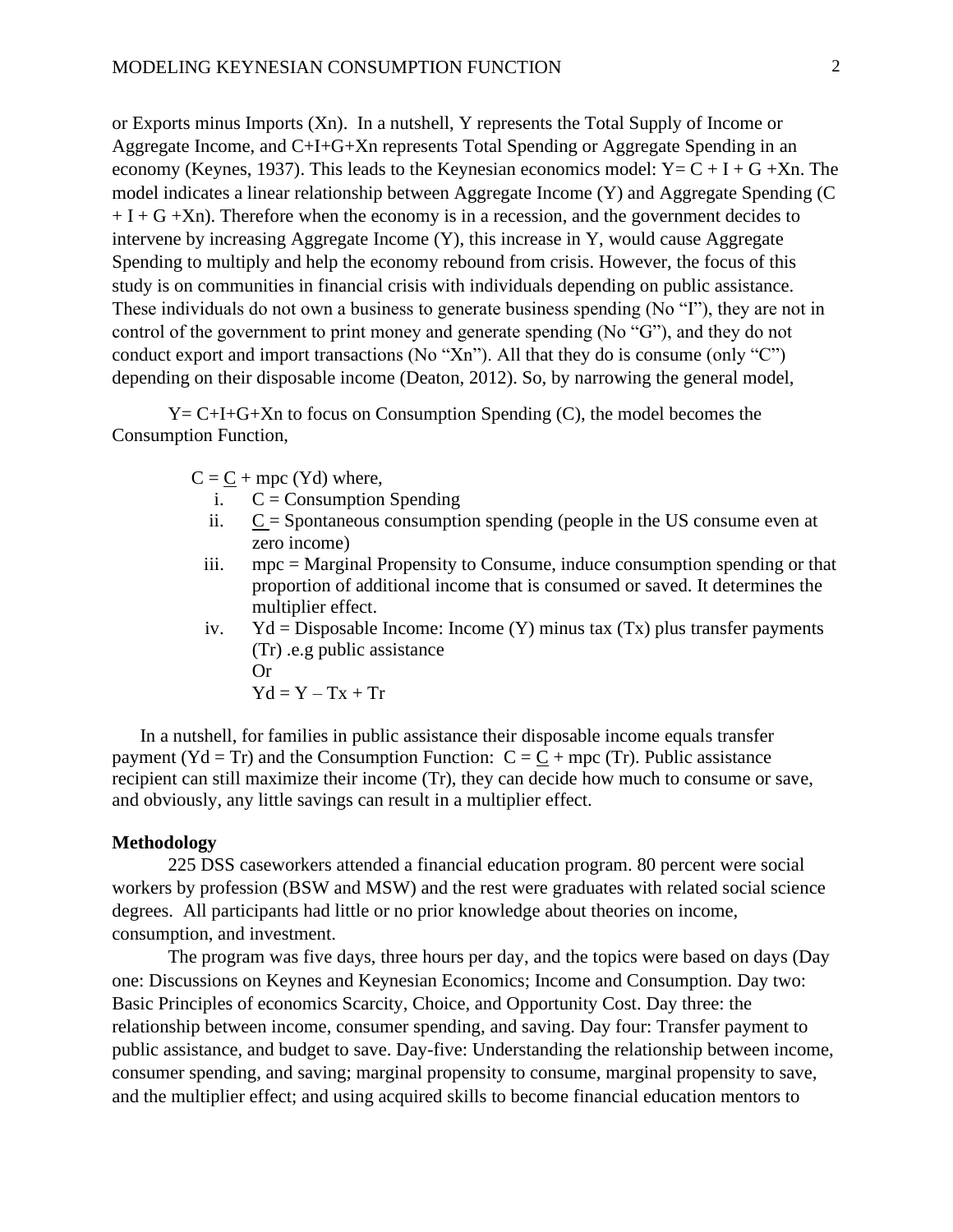or Exports minus Imports (Xn). In a nutshell, Y represents the Total Supply of Income or Aggregate Income, and C+I+G+Xn represents Total Spending or Aggregate Spending in an economy (Keynes, 1937). This leads to the Keynesian economics model: $Y = C + I + G + Xn$. The model indicates a linear relationship between Aggregate Income (Y) and Aggregate Spending ($C + I + G + Xn$). Therefore when the economy is in a recession, and the government decides to intervene by increasing Aggregate Income (Y), this increase in Y, would cause Aggregate Spending to multiply and help the economy rebound from crisis. However, the focus of this study is on communities in financial crisis with individuals depending on public assistance. These individuals do not own a business to generate business spending (No "I"), they are not in control of the government to print money and generate spending (No "G"), and they do not conduct export and import transactions (No "Xn"). All that they do is consume (only "C") depending on their disposable income (Deaton, 2012). So, by narrowing the general model,

$Y = C+I+G+Xn$ to focus on Consumption Spending (C), the model becomes the Consumption Function,

$C = \underline{C} + mpc\,(Yd)$ where,

i. C = Consumption Spending
ii. $\underline{C}$ = Spontaneous consumption spending (people in the US consume even at zero income)
iii. mpc = Marginal Propensity to Consume, induce consumption spending or that proportion of additional income that is consumed or saved. It determines the multiplier effect.
iv. Yd = Disposable Income: Income (Y) minus tax (Tx) plus transfer payments (Tr) .e.g public assistance
   Or
   $Yd = Y - Tx + Tr$

In a nutshell, for families in public assistance their disposable income equals transfer payment ($Yd = Tr$) and the Consumption Function: $C = \underline{C} + mpc\,(Tr)$. Public assistance recipient can still maximize their income (Tr), they can decide how much to consume or save, and obviously, any little savings can result in a multiplier effect.

**Methodology**

225 DSS caseworkers attended a financial education program. 80 percent were social workers by profession (BSW and MSW) and the rest were graduates with related social science degrees. All participants had little or no prior knowledge about theories on income, consumption, and investment.

The program was five days, three hours per day, and the topics were based on days (Day one: Discussions on Keynes and Keynesian Economics; Income and Consumption. Day two: Basic Principles of economics Scarcity, Choice, and Opportunity Cost. Day three: the relationship between income, consumer spending, and saving. Day four: Transfer payment to public assistance, and budget to save. Day-five: Understanding the relationship between income, consumer spending, and saving; marginal propensity to consume, marginal propensity to save, and the multiplier effect; and using acquired skills to become financial education mentors to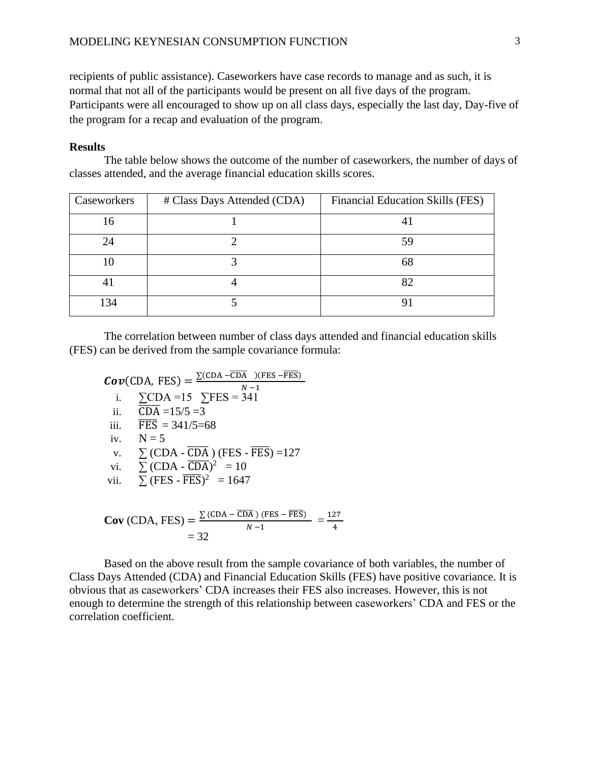recipients of public assistance). Caseworkers have case records to manage and as such, it is normal that not all of the participants would be present on all five days of the program. Participants were all encouraged to show up on all class days, especially the last day, Day-five of the program for a recap and evaluation of the program.

**Results**

The table below shows the outcome of the number of caseworkers, the number of days of classes attended, and the average financial education skills scores.

| Caseworkers | # Class Days Attended (CDA) | Financial Education Skills (FES) |
|---|---|---|
| 16 | 1 | 41 |
| 24 | 2 | 59 |
| 10 | 3 | 68 |
| 41 | 4 | 82 |
| 134 | 5 | 91 |

The correlation between number of class days attended and financial education skills (FES) can be derived from the sample covariance formula:

$$\boldsymbol{Cov}(\text{CDA, FES}) = \frac{\sum(\text{CDA} - \overline{\text{CDA}})(\text{FES} - \overline{\text{FES}})}{N-1}$$

i. $\sum\text{CDA} = 15 \quad \sum\text{FES} = 341$
ii. $\overline{\text{CDA}} = 15/5 = 3$
iii. $\overline{\text{FES}} = 341/5 = 68$
iv. $N = 5$
v. $\sum(\text{CDA} - \overline{\text{CDA}})(\text{FES} - \overline{\text{FES}}) = 127$
vi. $\sum(\text{CDA} - \overline{\text{CDA}})^2 = 10$
vii. $\sum(\text{FES} - \overline{\text{FES}})^2 = 1647$

$$\textbf{Cov}\ (\text{CDA, FES}) = \frac{\sum(\text{CDA} - \overline{\text{CDA}})(\text{FES} - \overline{\text{FES}})}{N-1} = \frac{127}{4}$$
$$= 32$$

Based on the above result from the sample covariance of both variables, the number of Class Days Attended (CDA) and Financial Education Skills (FES) have positive covariance. It is obvious that as caseworkers' CDA increases their FES also increases. However, this is not enough to determine the strength of this relationship between caseworkers' CDA and FES or the correlation coefficient.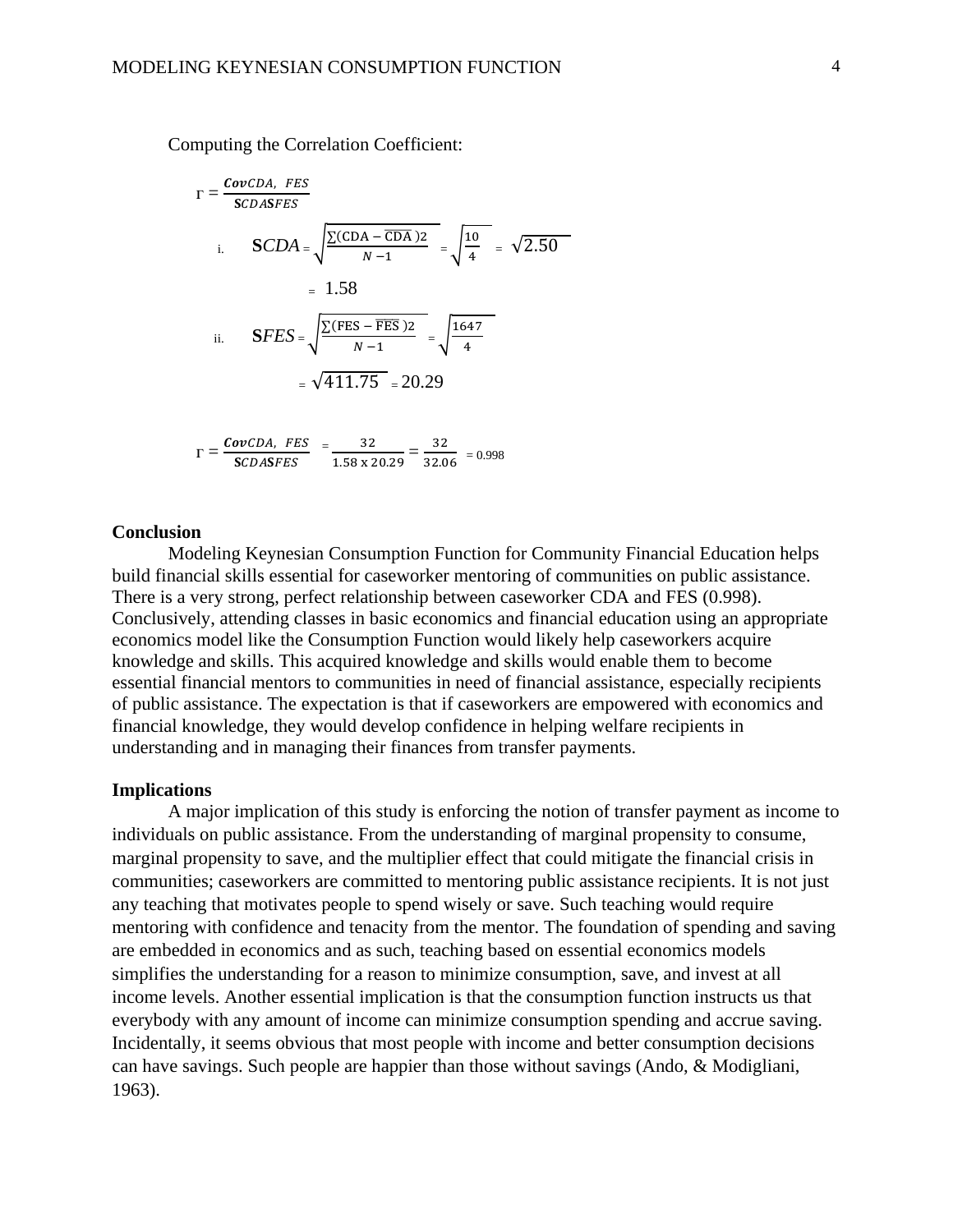Computing the Correlation Coefficient:

$$r = \frac{\boldsymbol{Cov}CDA,\ FES}{\mathbf{S}CDA\mathbf{S}FES}$$

i. $\mathbf{S}CDA = \sqrt{\frac{\sum(\text{CDA} - \overline{\text{CDA}})2}{N-1}} = \sqrt{\frac{10}{4}} = \sqrt{2.50}$

$= 1.58$

ii. $\mathbf{S}FES = \sqrt{\frac{\sum(\text{FES} - \overline{\text{FES}})2}{N-1}} = \sqrt{\frac{1647}{4}}$

$= \sqrt{411.75} = 20.29$

$$r = \frac{\boldsymbol{Cov}CDA,\ FES}{\mathbf{S}CDA\mathbf{S}FES} = \frac{32}{1.58 \times 20.29} = \frac{32}{32.06} = 0.998$$

**Conclusion**

Modeling Keynesian Consumption Function for Community Financial Education helps build financial skills essential for caseworker mentoring of communities on public assistance. There is a very strong, perfect relationship between caseworker CDA and FES (0.998). Conclusively, attending classes in basic economics and financial education using an appropriate economics model like the Consumption Function would likely help caseworkers acquire knowledge and skills. This acquired knowledge and skills would enable them to become essential financial mentors to communities in need of financial assistance, especially recipients of public assistance. The expectation is that if caseworkers are empowered with economics and financial knowledge, they would develop confidence in helping welfare recipients in understanding and in managing their finances from transfer payments.

**Implications**

A major implication of this study is enforcing the notion of transfer payment as income to individuals on public assistance. From the understanding of marginal propensity to consume, marginal propensity to save, and the multiplier effect that could mitigate the financial crisis in communities; caseworkers are committed to mentoring public assistance recipients. It is not just any teaching that motivates people to spend wisely or save. Such teaching would require mentoring with confidence and tenacity from the mentor. The foundation of spending and saving are embedded in economics and as such, teaching based on essential economics models simplifies the understanding for a reason to minimize consumption, save, and invest at all income levels. Another essential implication is that the consumption function instructs us that everybody with any amount of income can minimize consumption spending and accrue saving. Incidentally, it seems obvious that most people with income and better consumption decisions can have savings. Such people are happier than those without savings (Ando, & Modigliani, 1963).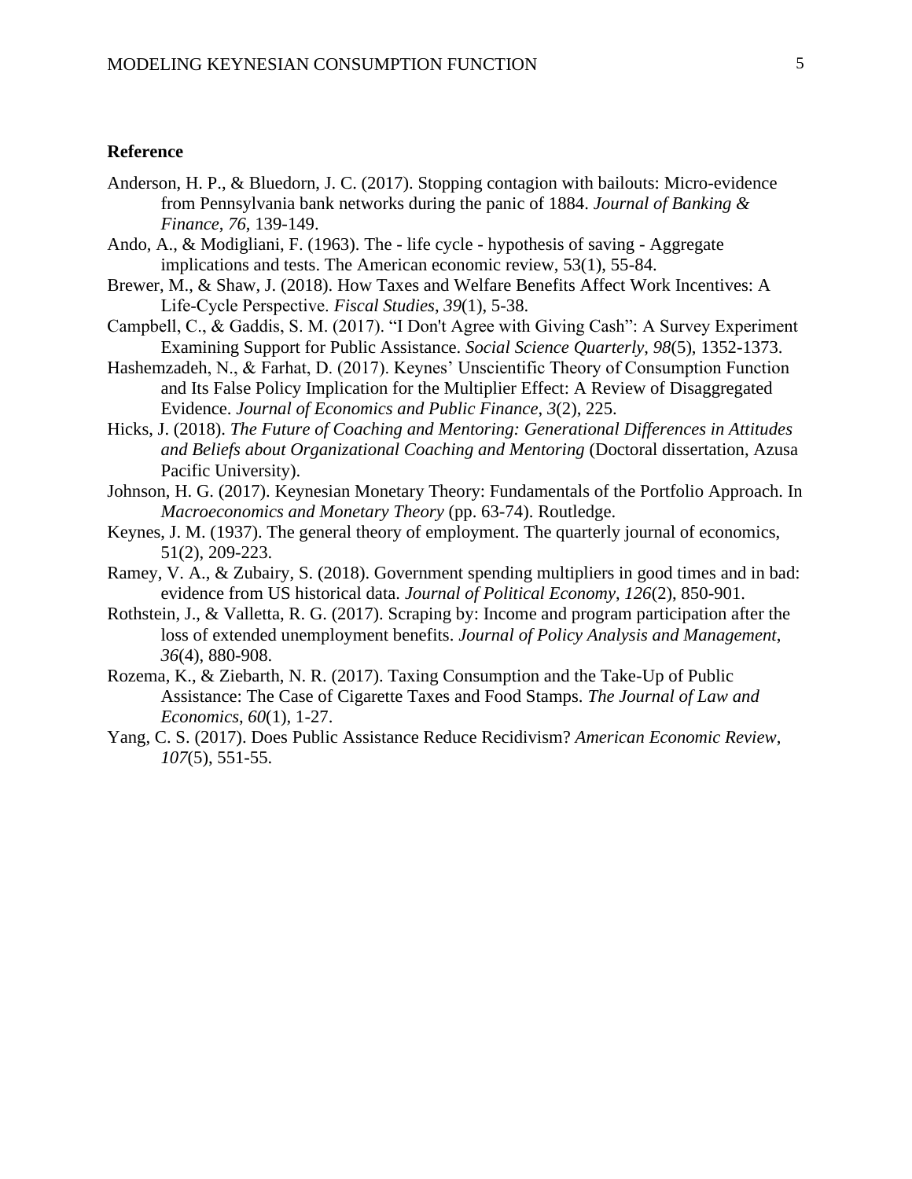**Reference**

Anderson, H. P., & Bluedorn, J. C. (2017). Stopping contagion with bailouts: Micro-evidence from Pennsylvania bank networks during the panic of 1884. *Journal of Banking & Finance*, *76*, 139-149.

Ando, A., & Modigliani, F. (1963). The - life cycle - hypothesis of saving - Aggregate implications and tests. The American economic review, 53(1), 55-84.

Brewer, M., & Shaw, J. (2018). How Taxes and Welfare Benefits Affect Work Incentives: A Life-Cycle Perspective. *Fiscal Studies*, *39*(1), 5-38.

Campbell, C., & Gaddis, S. M. (2017). "I Don't Agree with Giving Cash": A Survey Experiment Examining Support for Public Assistance. *Social Science Quarterly*, *98*(5), 1352-1373.

Hashemzadeh, N., & Farhat, D. (2017). Keynes' Unscientific Theory of Consumption Function and Its False Policy Implication for the Multiplier Effect: A Review of Disaggregated Evidence. *Journal of Economics and Public Finance*, *3*(2), 225.

Hicks, J. (2018). *The Future of Coaching and Mentoring: Generational Differences in Attitudes and Beliefs about Organizational Coaching and Mentoring* (Doctoral dissertation, Azusa Pacific University).

Johnson, H. G. (2017). Keynesian Monetary Theory: Fundamentals of the Portfolio Approach. In *Macroeconomics and Monetary Theory* (pp. 63-74). Routledge.

Keynes, J. M. (1937). The general theory of employment. The quarterly journal of economics, 51(2), 209-223.

Ramey, V. A., & Zubairy, S. (2018). Government spending multipliers in good times and in bad: evidence from US historical data. *Journal of Political Economy*, *126*(2), 850-901.

Rothstein, J., & Valletta, R. G. (2017). Scraping by: Income and program participation after the loss of extended unemployment benefits. *Journal of Policy Analysis and Management*, *36*(4), 880-908.

Rozema, K., & Ziebarth, N. R. (2017). Taxing Consumption and the Take-Up of Public Assistance: The Case of Cigarette Taxes and Food Stamps. *The Journal of Law and Economics*, *60*(1), 1-27.

Yang, C. S. (2017). Does Public Assistance Reduce Recidivism? *American Economic Review*, *107*(5), 551-55.